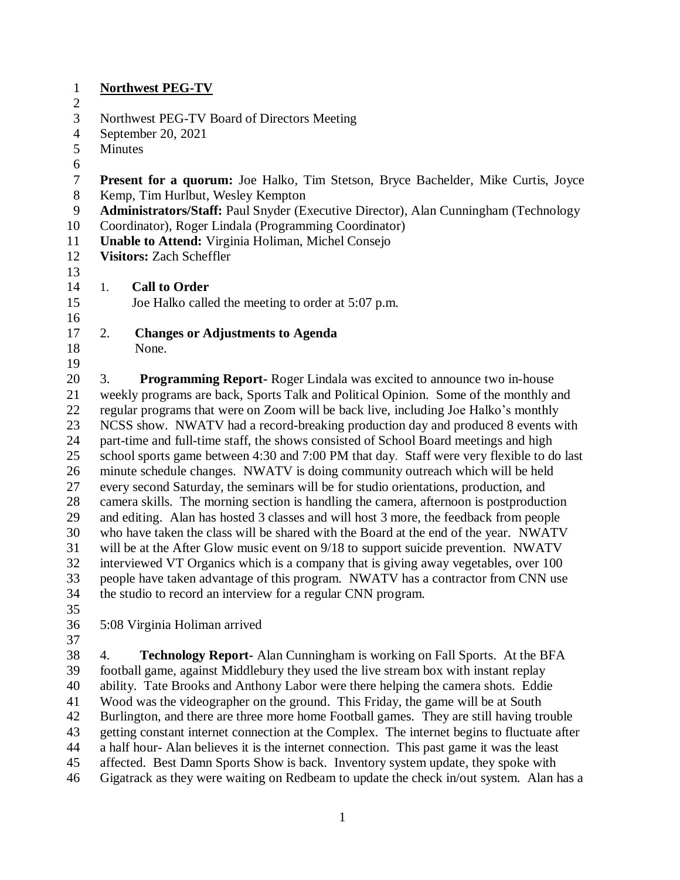**Northwest PEG-TV**

Northwest PEG-TV Board of Directors Meeting
September 20, 2021
Minutes

**Present for a quorum:** Joe Halko, Tim Stetson, Bryce Bachelder, Mike Curtis, Joyce Kemp, Tim Hurlbut, Wesley Kempton
**Administrators/Staff:** Paul Snyder (Executive Director), Alan Cunningham (Technology Coordinator), Roger Lindala (Programming Coordinator)
**Unable to Attend:** Virginia Holiman, Michel Consejo
**Visitors:** Zach Scheffler

1. **Call to Order**
   Joe Halko called the meeting to order at 5:07 p.m.

2. **Changes or Adjustments to Agenda**
   None.

3. **Programming Report-** Roger Lindala was excited to announce two in-house weekly programs are back, Sports Talk and Political Opinion. Some of the monthly and regular programs that were on Zoom will be back live, including Joe Halko's monthly NCSS show. NWATV had a record-breaking production day and produced 8 events with part-time and full-time staff, the shows consisted of School Board meetings and high school sports game between 4:30 and 7:00 PM that day. Staff were very flexible to do last minute schedule changes. NWATV is doing community outreach which will be held every second Saturday, the seminars will be for studio orientations, production, and camera skills. The morning section is handling the camera, afternoon is postproduction and editing. Alan has hosted 3 classes and will host 3 more, the feedback from people who have taken the class will be shared with the Board at the end of the year. NWATV will be at the After Glow music event on 9/18 to support suicide prevention. NWATV interviewed VT Organics which is a company that is giving away vegetables, over 100 people have taken advantage of this program. NWATV has a contractor from CNN use the studio to record an interview for a regular CNN program.

5:08 Virginia Holiman arrived

4. **Technology Report-** Alan Cunningham is working on Fall Sports. At the BFA football game, against Middlebury they used the live stream box with instant replay ability. Tate Brooks and Anthony Labor were there helping the camera shots. Eddie Wood was the videographer on the ground. This Friday, the game will be at South Burlington, and there are three more home Football games. They are still having trouble getting constant internet connection at the Complex. The internet begins to fluctuate after a half hour- Alan believes it is the internet connection. This past game it was the least affected. Best Damn Sports Show is back. Inventory system update, they spoke with Gigatrack as they were waiting on Redbeam to update the check in/out system. Alan has a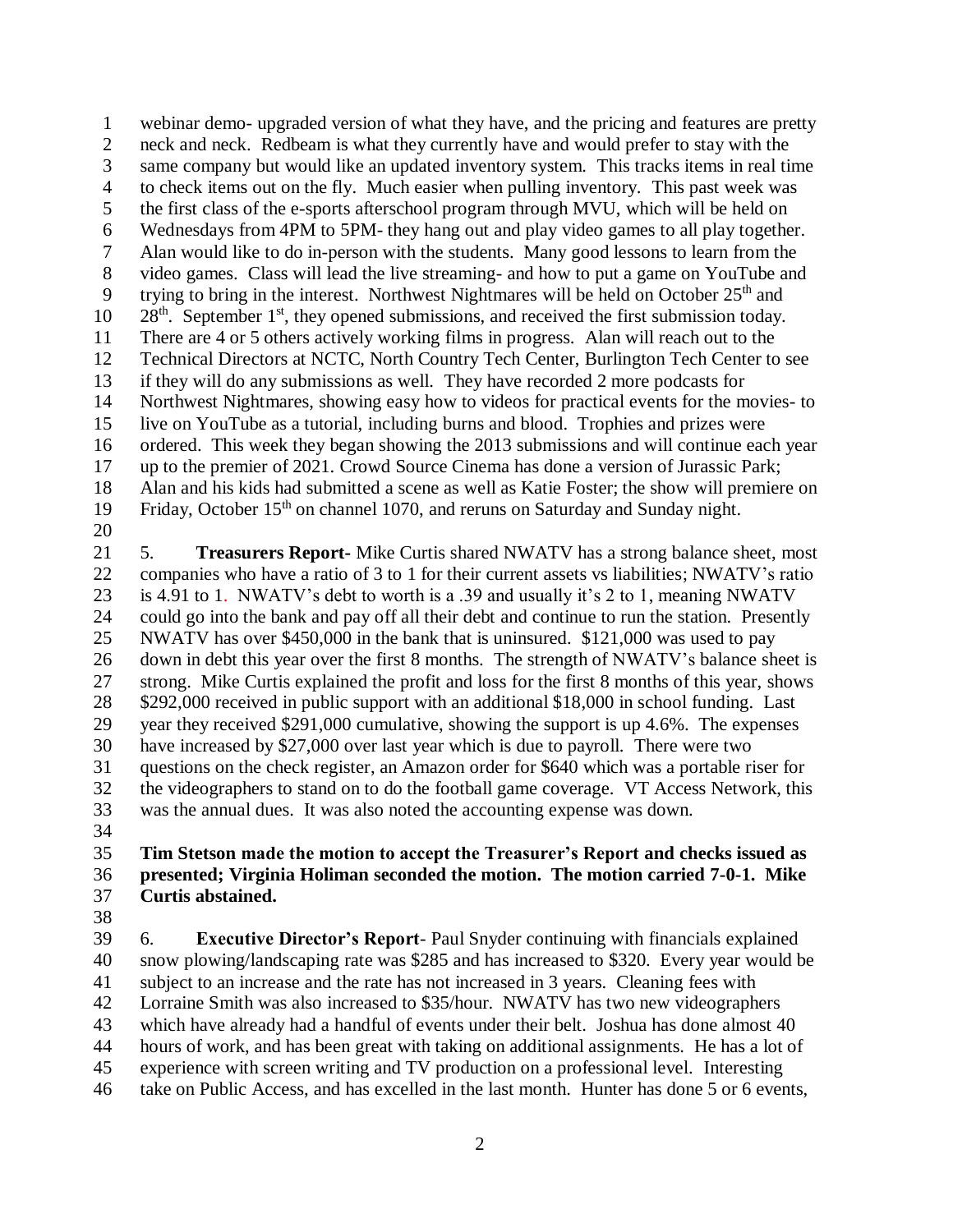webinar demo- upgraded version of what they have, and the pricing and features are pretty neck and neck. Redbeam is what they currently have and would prefer to stay with the same company but would like an updated inventory system. This tracks items in real time to check items out on the fly. Much easier when pulling inventory. This past week was the first class of the e-sports afterschool program through MVU, which will be held on Wednesdays from 4PM to 5PM- they hang out and play video games to all play together. Alan would like to do in-person with the students. Many good lessons to learn from the video games. Class will lead the live streaming- and how to put a game on YouTube and trying to bring in the interest. Northwest Nightmares will be held on October 25th and 28th. September 1st, they opened submissions, and received the first submission today. There are 4 or 5 others actively working films in progress. Alan will reach out to the Technical Directors at NCTC, North Country Tech Center, Burlington Tech Center to see if they will do any submissions as well. They have recorded 2 more podcasts for Northwest Nightmares, showing easy how to videos for practical events for the movies- to live on YouTube as a tutorial, including burns and blood. Trophies and prizes were ordered. This week they began showing the 2013 submissions and will continue each year up to the premier of 2021. Crowd Source Cinema has done a version of Jurassic Park; Alan and his kids had submitted a scene as well as Katie Foster; the show will premiere on Friday, October 15th on channel 1070, and reruns on Saturday and Sunday night.

5. **Treasurers Report-** Mike Curtis shared NWATV has a strong balance sheet, most companies who have a ratio of 3 to 1 for their current assets vs liabilities; NWATV's ratio is 4.91 to 1. NWATV's debt to worth is a .39 and usually it's 2 to 1, meaning NWATV could go into the bank and pay off all their debt and continue to run the station. Presently NWATV has over $450,000 in the bank that is uninsured. $121,000 was used to pay down in debt this year over the first 8 months. The strength of NWATV's balance sheet is strong. Mike Curtis explained the profit and loss for the first 8 months of this year, shows $292,000 received in public support with an additional $18,000 in school funding. Last year they received $291,000 cumulative, showing the support is up 4.6%. The expenses have increased by $27,000 over last year which is due to payroll. There were two questions on the check register, an Amazon order for $640 which was a portable riser for the videographers to stand on to do the football game coverage. VT Access Network, this was the annual dues. It was also noted the accounting expense was down.

**Tim Stetson made the motion to accept the Treasurer's Report and checks issued as presented; Virginia Holiman seconded the motion. The motion carried 7-0-1. Mike Curtis abstained.**

6. **Executive Director's Report**- Paul Snyder continuing with financials explained snow plowing/landscaping rate was $285 and has increased to $320. Every year would be subject to an increase and the rate has not increased in 3 years. Cleaning fees with Lorraine Smith was also increased to $35/hour. NWATV has two new videographers which have already had a handful of events under their belt. Joshua has done almost 40 hours of work, and has been great with taking on additional assignments. He has a lot of experience with screen writing and TV production on a professional level. Interesting take on Public Access, and has excelled in the last month. Hunter has done 5 or 6 events,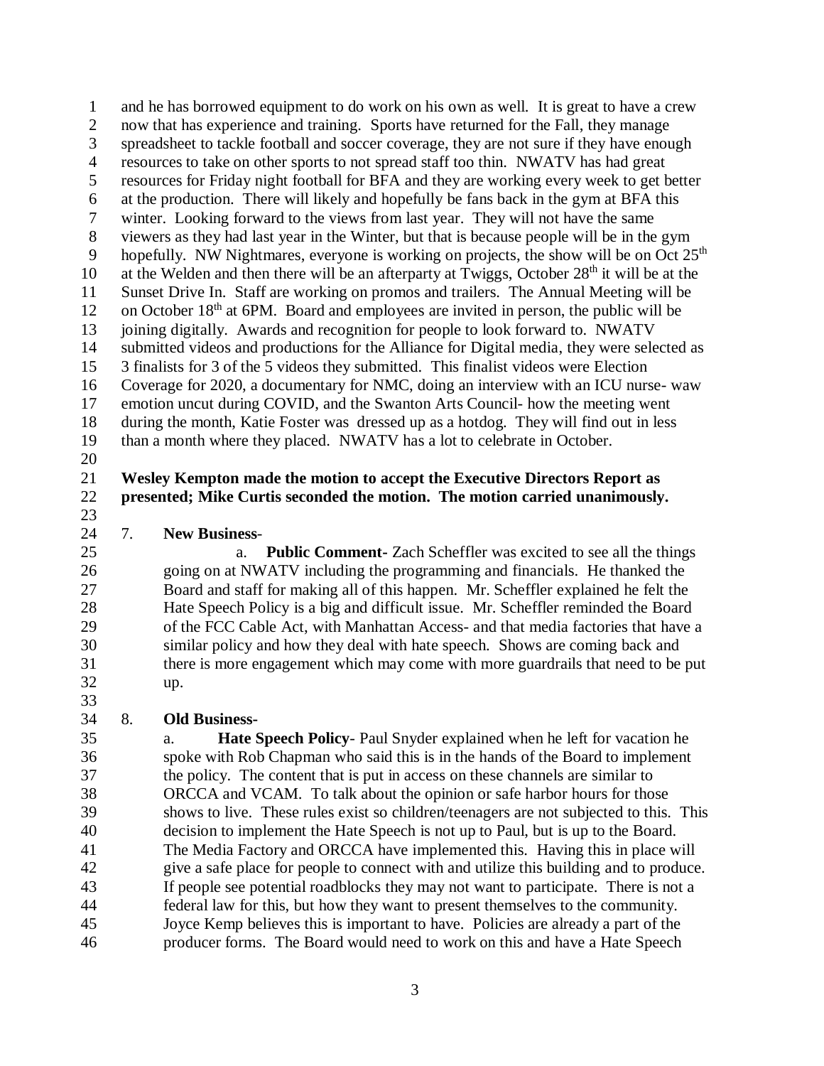and he has borrowed equipment to do work on his own as well. It is great to have a crew now that has experience and training. Sports have returned for the Fall, they manage spreadsheet to tackle football and soccer coverage, they are not sure if they have enough resources to take on other sports to not spread staff too thin. NWATV has had great resources for Friday night football for BFA and they are working every week to get better at the production. There will likely and hopefully be fans back in the gym at BFA this winter. Looking forward to the views from last year. They will not have the same viewers as they had last year in the Winter, but that is because people will be in the gym hopefully. NW Nightmares, everyone is working on projects, the show will be on Oct 25th at the Welden and then there will be an afterparty at Twiggs, October 28th it will be at the Sunset Drive In. Staff are working on promos and trailers. The Annual Meeting will be on October 18th at 6PM. Board and employees are invited in person, the public will be joining digitally. Awards and recognition for people to look forward to. NWATV submitted videos and productions for the Alliance for Digital media, they were selected as 3 finalists for 3 of the 5 videos they submitted. This finalist videos were Election Coverage for 2020, a documentary for NMC, doing an interview with an ICU nurse- waw emotion uncut during COVID, and the Swanton Arts Council- how the meeting went during the month, Katie Foster was dressed up as a hotdog. They will find out in less than a month where they placed. NWATV has a lot to celebrate in October.

**Wesley Kempton made the motion to accept the Executive Directors Report as presented; Mike Curtis seconded the motion. The motion carried unanimously.**

7. **New Business**-

   a. **Public Comment-** Zach Scheffler was excited to see all the things going on at NWATV including the programming and financials. He thanked the Board and staff for making all of this happen. Mr. Scheffler explained he felt the Hate Speech Policy is a big and difficult issue. Mr. Scheffler reminded the Board of the FCC Cable Act, with Manhattan Access- and that media factories that have a similar policy and how they deal with hate speech. Shows are coming back and there is more engagement which may come with more guardrails that need to be put up.

8. **Old Business-**

   a. **Hate Speech Policy**- Paul Snyder explained when he left for vacation he spoke with Rob Chapman who said this is in the hands of the Board to implement the policy. The content that is put in access on these channels are similar to ORCCA and VCAM. To talk about the opinion or safe harbor hours for those shows to live. These rules exist so children/teenagers are not subjected to this. This decision to implement the Hate Speech is not up to Paul, but is up to the Board. The Media Factory and ORCCA have implemented this. Having this in place will give a safe place for people to connect with and utilize this building and to produce. If people see potential roadblocks they may not want to participate. There is not a federal law for this, but how they want to present themselves to the community. Joyce Kemp believes this is important to have. Policies are already a part of the producer forms. The Board would need to work on this and have a Hate Speech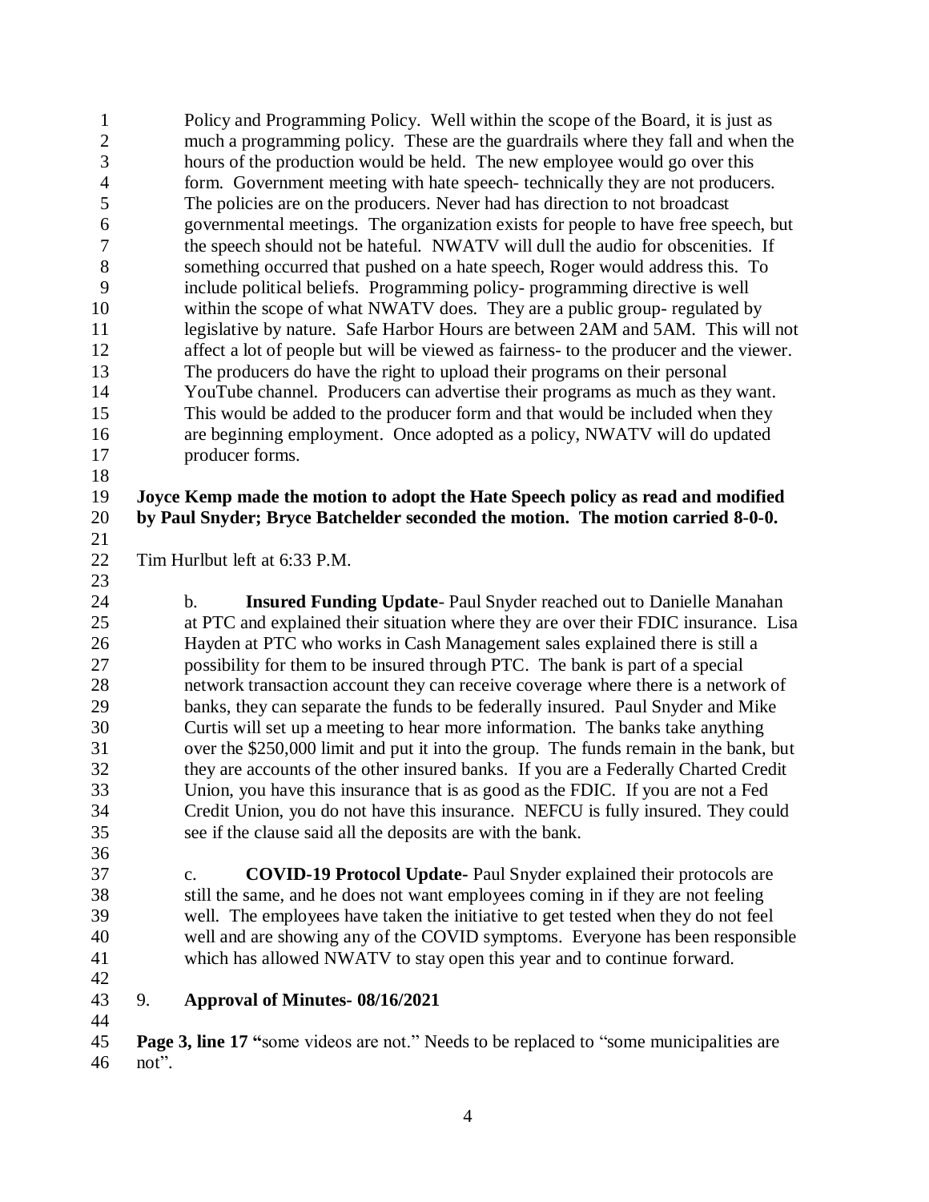Policy and Programming Policy. Well within the scope of the Board, it is just as much a programming policy. These are the guardrails where they fall and when the hours of the production would be held. The new employee would go over this form. Government meeting with hate speech- technically they are not producers. The policies are on the producers. Never had has direction to not broadcast governmental meetings. The organization exists for people to have free speech, but the speech should not be hateful. NWATV will dull the audio for obscenities. If something occurred that pushed on a hate speech, Roger would address this. To include political beliefs. Programming policy- programming directive is well within the scope of what NWATV does. They are a public group- regulated by legislative by nature. Safe Harbor Hours are between 2AM and 5AM. This will not affect a lot of people but will be viewed as fairness- to the producer and the viewer. The producers do have the right to upload their programs on their personal YouTube channel. Producers can advertise their programs as much as they want. This would be added to the producer form and that would be included when they are beginning employment. Once adopted as a policy, NWATV will do updated producer forms.

**Joyce Kemp made the motion to adopt the Hate Speech policy as read and modified by Paul Snyder; Bryce Batchelder seconded the motion. The motion carried 8-0-0.**

Tim Hurlbut left at 6:33 P.M.

b. **Insured Funding Update**- Paul Snyder reached out to Danielle Manahan at PTC and explained their situation where they are over their FDIC insurance. Lisa Hayden at PTC who works in Cash Management sales explained there is still a possibility for them to be insured through PTC. The bank is part of a special network transaction account they can receive coverage where there is a network of banks, they can separate the funds to be federally insured. Paul Snyder and Mike Curtis will set up a meeting to hear more information. The banks take anything over the $250,000 limit and put it into the group. The funds remain in the bank, but they are accounts of the other insured banks. If you are a Federally Charted Credit Union, you have this insurance that is as good as the FDIC. If you are not a Fed Credit Union, you do not have this insurance. NEFCU is fully insured. They could see if the clause said all the deposits are with the bank.

c. **COVID-19 Protocol Update-** Paul Snyder explained their protocols are still the same, and he does not want employees coming in if they are not feeling well. The employees have taken the initiative to get tested when they do not feel well and are showing any of the COVID symptoms. Everyone has been responsible which has allowed NWATV to stay open this year and to continue forward.

9. **Approval of Minutes- 08/16/2021**

**Page 3, line 17 "**some videos are not." Needs to be replaced to "some municipalities are not".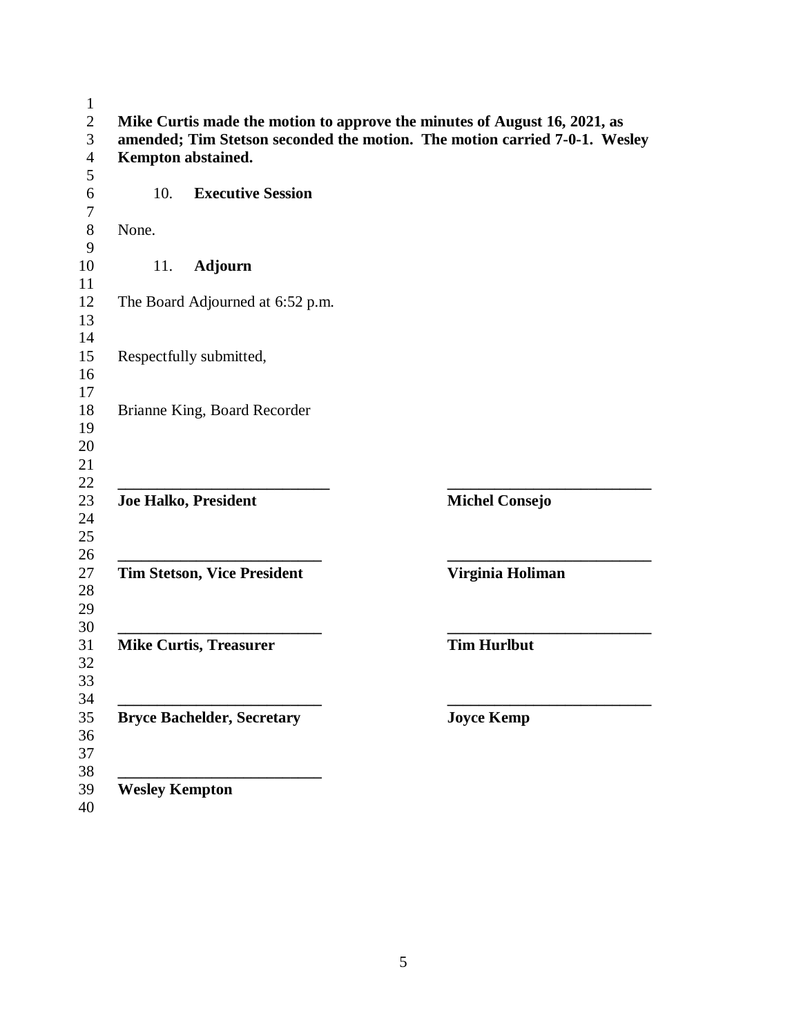**Mike Curtis made the motion to approve the minutes of August 16, 2021, as amended; Tim Stetson seconded the motion. The motion carried 7-0-1. Wesley Kempton abstained.**

10. **Executive Session**

None.

11. **Adjourn**

The Board Adjourned at 6:52 p.m.

Respectfully submitted,

Brianne King, Board Recorder

| | |
|---|---|
| \_\_\_\_\_\_\_\_\_\_\_\_\_\_\_\_\_\_\_\_\_\_\_\_\_\_ | \_\_\_\_\_\_\_\_\_\_\_\_\_\_\_\_\_\_\_\_\_\_\_\_\_\_ |
| **Joe Halko, President** | **Michel Consejo** |
| \_\_\_\_\_\_\_\_\_\_\_\_\_\_\_\_\_\_\_\_\_\_\_\_\_\_ | \_\_\_\_\_\_\_\_\_\_\_\_\_\_\_\_\_\_\_\_\_\_\_\_\_\_ |
| **Tim Stetson, Vice President** | **Virginia Holiman** |
| \_\_\_\_\_\_\_\_\_\_\_\_\_\_\_\_\_\_\_\_\_\_\_\_\_\_ | \_\_\_\_\_\_\_\_\_\_\_\_\_\_\_\_\_\_\_\_\_\_\_\_\_\_ |
| **Mike Curtis, Treasurer** | **Tim Hurlbut** |
| \_\_\_\_\_\_\_\_\_\_\_\_\_\_\_\_\_\_\_\_\_\_\_\_\_\_ | \_\_\_\_\_\_\_\_\_\_\_\_\_\_\_\_\_\_\_\_\_\_\_\_\_\_ |
| **Bryce Bachelder, Secretary** | **Joyce Kemp** |
| \_\_\_\_\_\_\_\_\_\_\_\_\_\_\_\_\_\_\_\_\_\_\_\_\_\_ | |
| **Wesley Kempton** | |